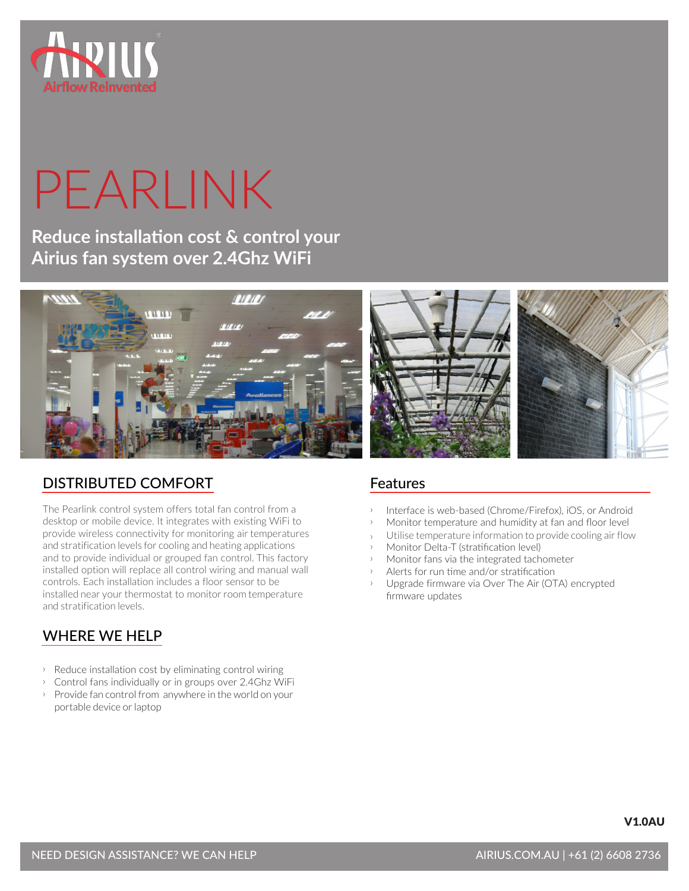# PEARLINK

**Reduce installation cost & control your Airius fan system over 2.4Ghz WiFi**

## DISTRIBUTED COMFORT

The Pearlink control system offers total fan control from a desktop or mobile device. It integrates with existing WiFi to provide wireless connectivity for monitoring air temperatures and stratification levels for cooling and heating applications and to provide individual or grouped fan control. This factory installed option will replace all control wiring and manual wall controls. Each installation includes a floor sensor to be installed near your thermostat to monitor room temperature and stratification levels.

## WHERE WE HELP

- Reduce installation cost by eliminating control wiring
- Control fans individually or in groups over 2.4Ghz WiFi
- Provide fan control from anywhere in the world on your portable device or laptop

## Features

- Interface is web-based (Chrome/Firefox), iOS, or Android
- Monitor temperature and humidity at fan and floor level
- Utilise temperature information to provide cooling air flow
- Monitor Delta-T (stratification level)
- Monitor fans via the integrated tachometer
- Alerts for run time and/or stratification
- Upgrade firmware via Over The Air (OTA) encrypted firmware updates

V1.0AU

NEED DESIGN ASSISTANCE? WE CAN HELP

AIRIUS.COM.AU | +61 (2) 6608 2736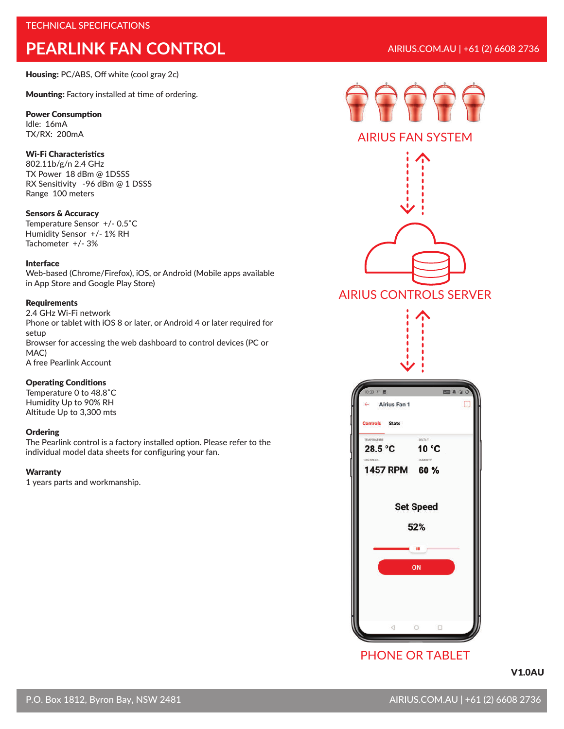TECHNICAL SPECIFICATIONS

# PEARLINK FAN CONTROL

**Housing:** PC/ABS, Off white (cool gray 2c)

**Mounting:** Factory installed at time of ordering.

**Power Consumption**
Idle: 16mA
TX/RX: 200mA

**Wi-Fi Characteristics**
802.11b/g/n 2.4 GHz
TX Power 18 dBm @ 1DSSS
RX Sensitivity -96 dBm @ 1 DSSS
Range 100 meters

**Sensors & Accuracy**
Temperature Sensor +/- 0.5˚C
Humidity Sensor +/- 1% RH
Tachometer +/- 3%

**Interface**
Web-based (Chrome/Firefox), iOS, or Android (Mobile apps available in App Store and Google Play Store)

**Requirements**
2.4 GHz Wi-Fi network
Phone or tablet with iOS 8 or later, or Android 4 or later required for setup
Browser for accessing the web dashboard to control devices (PC or MAC)
A free Pearlink Account

**Operating Conditions**
Temperature 0 to 48.8˚C
Humidity Up to 90% RH
Altitude Up to 3,300 mts

**Ordering**
The Pearlink control is a factory installed option. Please refer to the individual model data sheets for configuring your fan.

**Warranty**
1 years parts and workmanship.

AIRIUS FAN SYSTEM

AIRIUS CONTROLS SERVER

PHONE OR TABLET

V1.0AU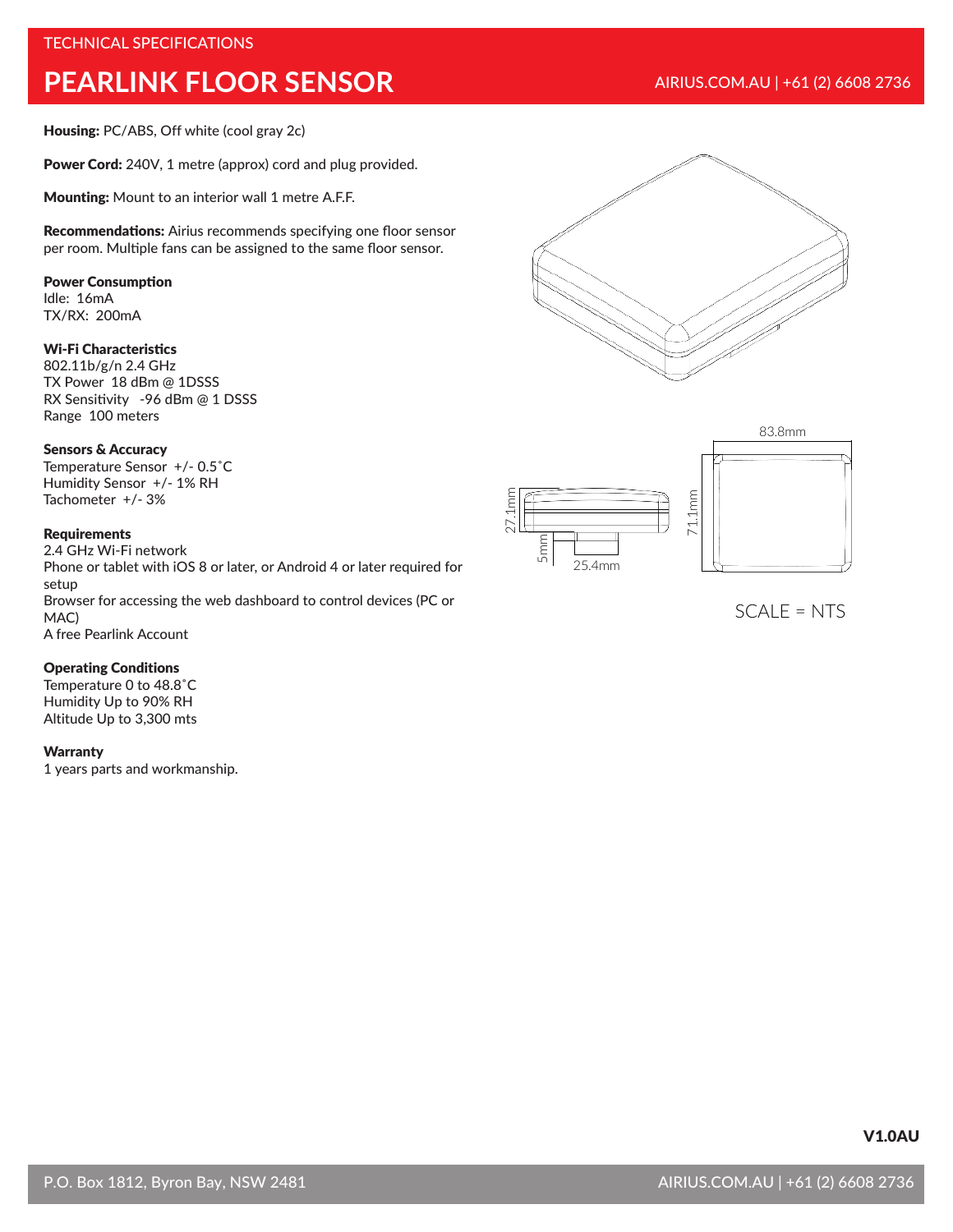TECHNICAL SPECIFICATIONS

# PEARLINK FLOOR SENSOR

AIRIUS.COM.AU | +61 (2) 6608 2736

**Housing:** PC/ABS, Off white (cool gray 2c)

**Power Cord:** 240V, 1 metre (approx) cord and plug provided.

**Mounting:** Mount to an interior wall 1 metre A.F.F.

**Recommendations:** Airius recommends specifying one floor sensor per room. Multiple fans can be assigned to the same floor sensor.

**Power Consumption**
Idle: 16mA
TX/RX: 200mA

**Wi-Fi Characteristics**
802.11b/g/n 2.4 GHz
TX Power 18 dBm @ 1DSSS
RX Sensitivity -96 dBm @ 1 DSSS
Range 100 meters

**Sensors & Accuracy**
Temperature Sensor +/- 0.5˚C
Humidity Sensor +/- 1% RH
Tachometer +/- 3%

**Requirements**
2.4 GHz Wi-Fi network
Phone or tablet with iOS 8 or later, or Android 4 or later required for setup
Browser for accessing the web dashboard to control devices (PC or MAC)
A free Pearlink Account

**Operating Conditions**
Temperature 0 to 48.8˚C
Humidity Up to 90% RH
Altitude Up to 3,300 mts

**Warranty**
1 years parts and workmanship.

83.8mm
27.1mm
71.1mm
5mm
25.4mm

SCALE = NTS

V1.0AU